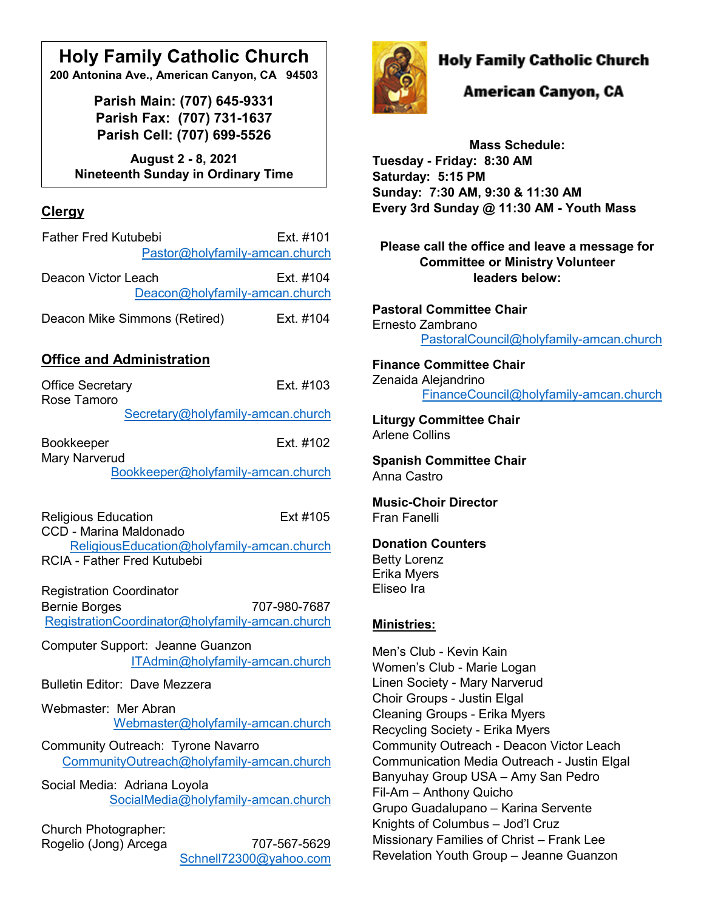# Holy Family Catholic Church

**200 Antonina Ave., American Canyon, CA 94503**

**Parish Main: (707) 645-9331**
**Parish Fax: (707) 731-1637**
**Parish Cell: (707) 699-5526**

**August 2 - 8, 2021**
**Nineteenth Sunday in Ordinary Time**

## Clergy

Father Fred Kutubebi — Ext. #101
Pastor@holyfamily-amcan.church

Deacon Victor Leach — Ext. #104
Deacon@holyfamily-amcan.church

Deacon Mike Simmons (Retired) — Ext. #104

## Office and Administration

Office Secretary — Ext. #103
Rose Tamoro
Secretary@holyfamily-amcan.church

Bookkeeper — Ext. #102
Mary Narverud
Bookkeeper@holyfamily-amcan.church

Religious Education — Ext #105
CCD - Marina Maldonado
ReligiousEducation@holyfamily-amcan.church
RCIA - Father Fred Kutubebi

Registration Coordinator
Bernie Borges — 707-980-7687
RegistrationCoordinator@holyfamily-amcan.church

Computer Support: Jeanne Guanzon
ITAdmin@holyfamily-amcan.church

Bulletin Editor: Dave Mezzera

Webmaster: Mer Abran
Webmaster@holyfamily-amcan.church

Community Outreach: Tyrone Navarro
CommunityOutreach@holyfamily-amcan.church

Social Media: Adriana Loyola
SocialMedia@holyfamily-amcan.church

Church Photographer:
Rogelio (Jong) Arcega — 707-567-5629
Schnell72300@yahoo.com

# Holy Family Catholic Church
## American Canyon, CA

**Mass Schedule:**
**Tuesday - Friday: 8:30 AM**
**Saturday: 5:15 PM**
**Sunday: 7:30 AM, 9:30 & 11:30 AM**
**Every 3rd Sunday @ 11:30 AM - Youth Mass**

**Please call the office and leave a message for Committee or Ministry Volunteer leaders below:**

**Pastoral Committee Chair**
Ernesto Zambrano
PastoralCouncil@holyfamily-amcan.church

**Finance Committee Chair**
Zenaida Alejandrino
FinanceCouncil@holyfamily-amcan.church

**Liturgy Committee Chair**
Arlene Collins

**Spanish Committee Chair**
Anna Castro

**Music-Choir Director**
Fran Fanelli

**Donation Counters**
Betty Lorenz
Erika Myers
Eliseo Ira

## Ministries:

Men's Club - Kevin Kain
Women's Club - Marie Logan
Linen Society - Mary Narverud
Choir Groups - Justin Elgal
Cleaning Groups - Erika Myers
Recycling Society - Erika Myers
Community Outreach - Deacon Victor Leach
Communication Media Outreach - Justin Elgal
Banyuhay Group USA – Amy San Pedro
Fil-Am – Anthony Quicho
Grupo Guadalupano – Karina Servente
Knights of Columbus – Jod'l Cruz
Missionary Families of Christ – Frank Lee
Revelation Youth Group – Jeanne Guanzon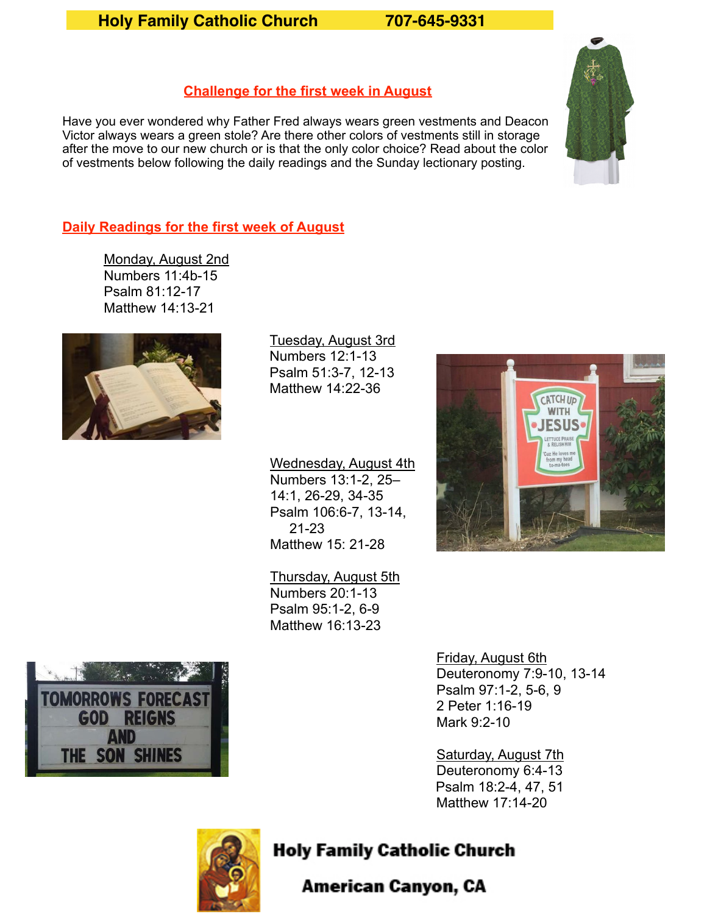**Holy Family Catholic Church 707-645-9331**

## Challenge for the first week in August

Have you ever wondered why Father Fred always wears green vestments and Deacon Victor always wears a green stole? Are there other colors of vestments still in storage after the move to our new church or is that the only color choice? Read about the color of vestments below following the daily readings and the Sunday lectionary posting.

## Daily Readings for the first week of August

Monday, August 2nd
Numbers 11:4b-15
Psalm 81:12-17
Matthew 14:13-21

Tuesday, August 3rd
Numbers 12:1-13
Psalm 51:3-7, 12-13
Matthew 14:22-36

Wednesday, August 4th
Numbers 13:1-2, 25–14:1, 26-29, 34-35
Psalm 106:6-7, 13-14, 21-23
Matthew 15: 21-28

Thursday, August 5th
Numbers 20:1-13
Psalm 95:1-2, 6-9
Matthew 16:13-23

Friday, August 6th
Deuteronomy 7:9-10, 13-14
Psalm 97:1-2, 5-6, 9
2 Peter 1:16-19
Mark 9:2-10

Saturday, August 7th
Deuteronomy 6:4-13
Psalm 18:2-4, 47, 51
Matthew 17:14-20

**Holy Family Catholic Church**

**American Canyon, CA**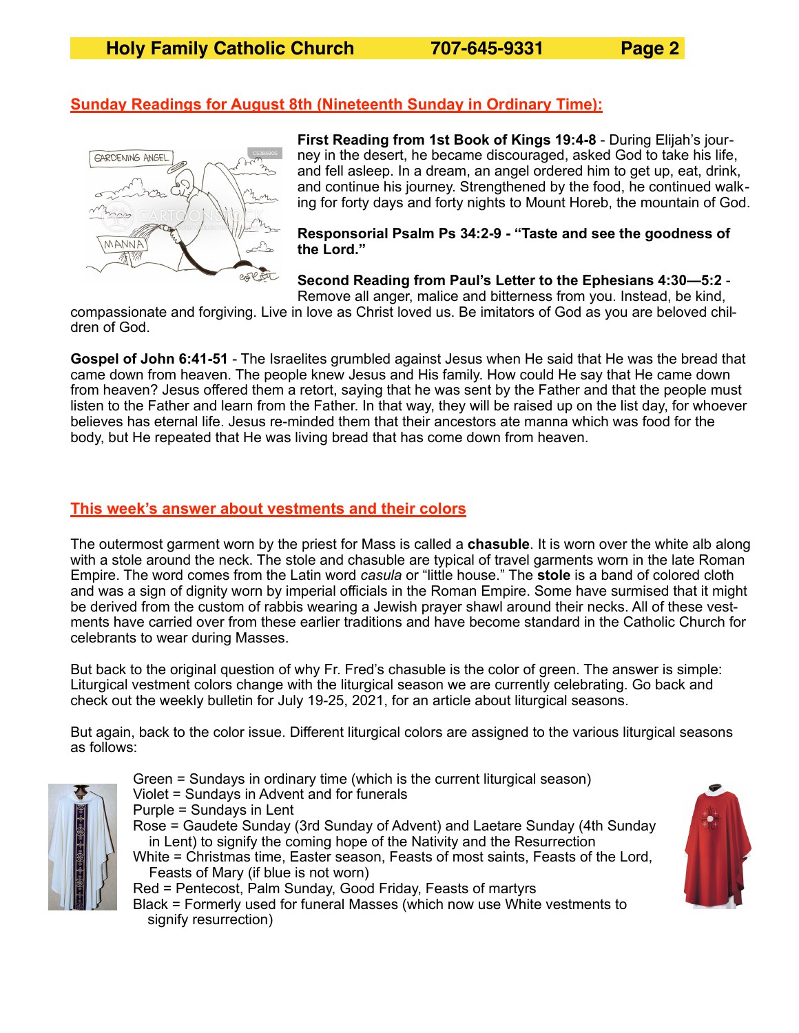## Sunday Readings for August 8th (Nineteenth Sunday in Ordinary Time):

**First Reading from 1st Book of Kings 19:4-8** - During Elijah's journey in the desert, he became discouraged, asked God to take his life, and fell asleep. In a dream, an angel ordered him to get up, eat, drink, and continue his journey. Strengthened by the food, he continued walking for forty days and forty nights to Mount Horeb, the mountain of God.

**Responsorial Psalm Ps 34:2-9 - "Taste and see the goodness of the Lord."**

**Second Reading from Paul's Letter to the Ephesians 4:30—5:2** - Remove all anger, malice and bitterness from you. Instead, be kind, compassionate and forgiving. Live in love as Christ loved us. Be imitators of God as you are beloved children of God.

**Gospel of John 6:41-51** - The Israelites grumbled against Jesus when He said that He was the bread that came down from heaven. The people knew Jesus and His family. How could He say that He came down from heaven? Jesus offered them a retort, saying that he was sent by the Father and that the people must listen to the Father and learn from the Father. In that way, they will be raised up on the list day, for whoever believes has eternal life. Jesus re-minded them that their ancestors ate manna which was food for the body, but He repeated that He was living bread that has come down from heaven.

## This week's answer about vestments and their colors

The outermost garment worn by the priest for Mass is called a **chasuble**. It is worn over the white alb along with a stole around the neck. The stole and chasuble are typical of travel garments worn in the late Roman Empire. The word comes from the Latin word *casula* or "little house." The **stole** is a band of colored cloth and was a sign of dignity worn by imperial officials in the Roman Empire. Some have surmised that it might be derived from the custom of rabbis wearing a Jewish prayer shawl around their necks. All of these vestments have carried over from these earlier traditions and have become standard in the Catholic Church for celebrants to wear during Masses.

But back to the original question of why Fr. Fred's chasuble is the color of green. The answer is simple: Liturgical vestment colors change with the liturgical season we are currently celebrating. Go back and check out the weekly bulletin for July 19-25, 2021, for an article about liturgical seasons.

But again, back to the color issue. Different liturgical colors are assigned to the various liturgical seasons as follows:

Green = Sundays in ordinary time (which is the current liturgical season)
Violet = Sundays in Advent and for funerals
Purple = Sundays in Lent
Rose = Gaudete Sunday (3rd Sunday of Advent) and Laetare Sunday (4th Sunday in Lent) to signify the coming hope of the Nativity and the Resurrection
White = Christmas time, Easter season, Feasts of most saints, Feasts of the Lord, Feasts of Mary (if blue is not worn)
Red = Pentecost, Palm Sunday, Good Friday, Feasts of martyrs
Black = Formerly used for funeral Masses (which now use White vestments to signify resurrection)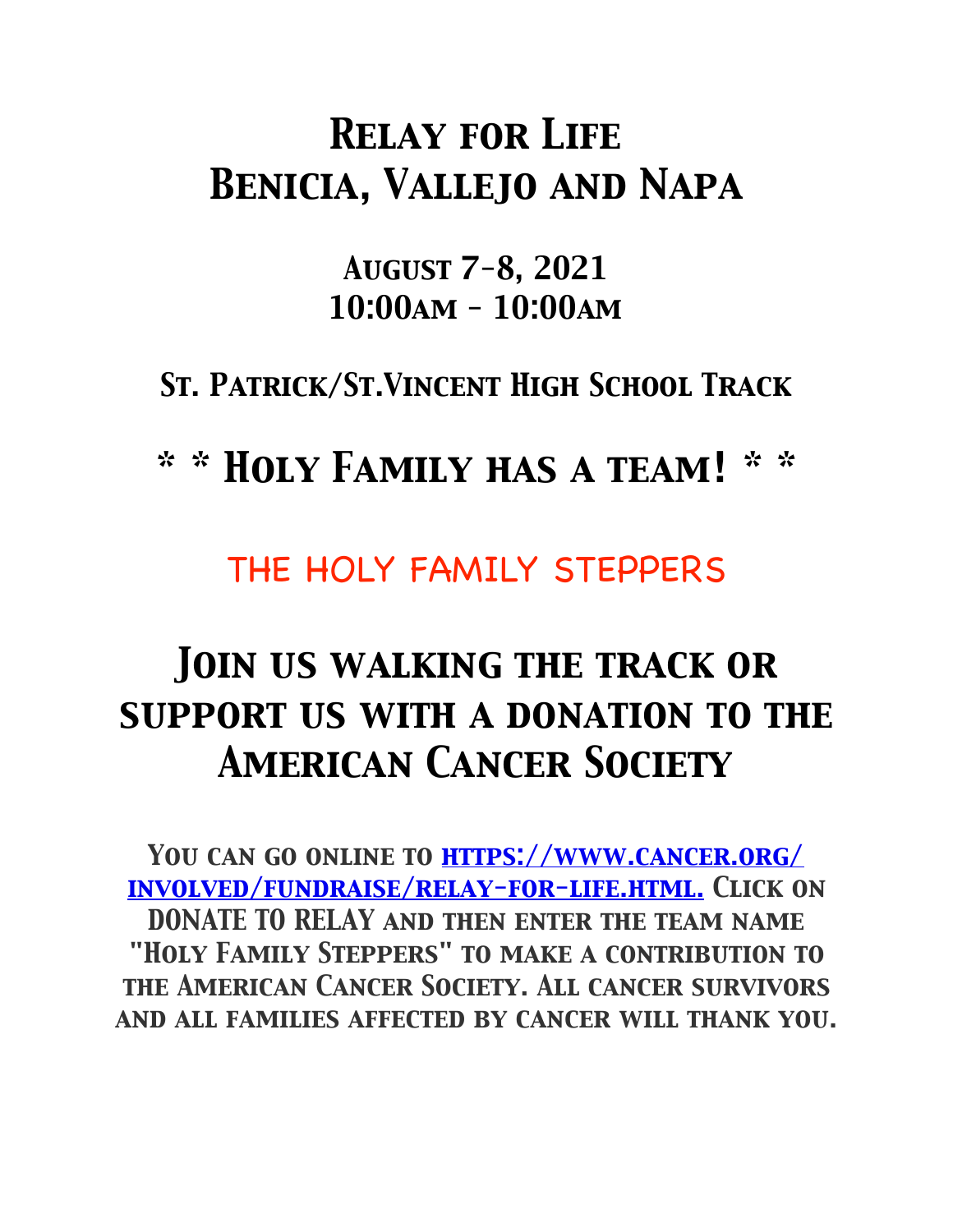# Relay for Life
# Benicia, Vallejo and Napa

## August 7-8, 2021
## 10:00am - 10:00am

## St. Patrick/St.Vincent High School Track

# * * Holy Family has a team! * *

## THE HOLY FAMILY STEPPERS

# Join us walking the track or support us with a donation to the American Cancer Society

You can go online to [https://www.cancer.org/involved/fundraise/relay-for-life.html.](https://www.cancer.org/involved/fundraise/relay-for-life.html) Click on DONATE TO RELAY and then enter the team name "Holy Family Steppers" to make a contribution to the American Cancer Society. All cancer survivors and all families affected by cancer will thank you.